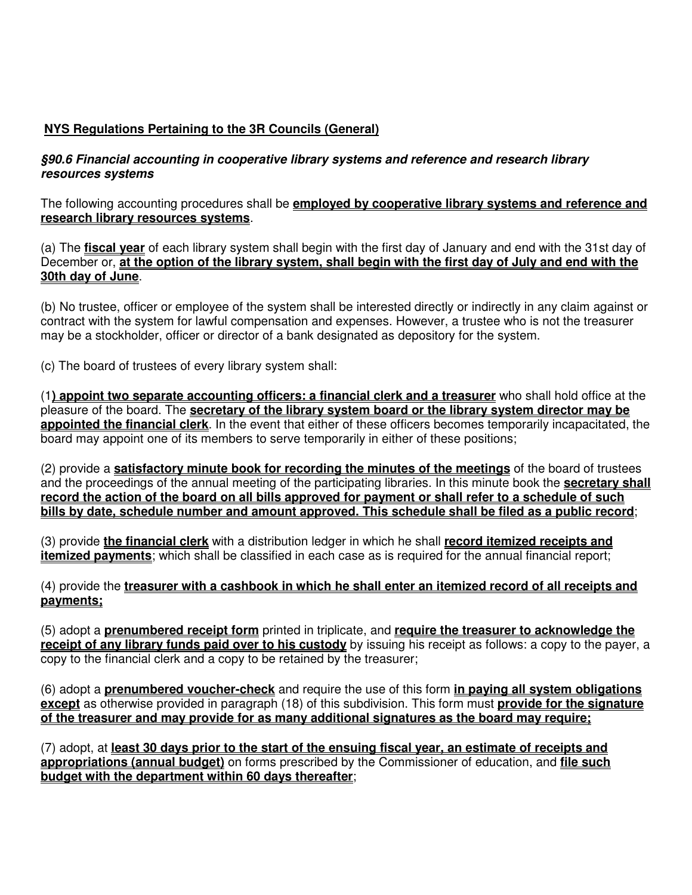**NYS Regulations Pertaining to the 3R Councils (General)**

***§90.6 Financial accounting in cooperative library systems and reference and research library resources systems***

The following accounting procedures shall be **employed by cooperative library systems and reference and research library resources systems**.

(a) The **fiscal year** of each library system shall begin with the first day of January and end with the 31st day of December or, **at the option of the library system, shall begin with the first day of July and end with the 30th day of June**.

(b) No trustee, officer or employee of the system shall be interested directly or indirectly in any claim against or contract with the system for lawful compensation and expenses. However, a trustee who is not the treasurer may be a stockholder, officer or director of a bank designated as depository for the system.

(c) The board of trustees of every library system shall:

(1**) appoint two separate accounting officers: a financial clerk and a treasurer** who shall hold office at the pleasure of the board. The **secretary of the library system board or the library system director may be appointed the financial clerk**. In the event that either of these officers becomes temporarily incapacitated, the board may appoint one of its members to serve temporarily in either of these positions;

(2) provide a **satisfactory minute book for recording the minutes of the meetings** of the board of trustees and the proceedings of the annual meeting of the participating libraries. In this minute book the **secretary shall record the action of the board on all bills approved for payment or shall refer to a schedule of such bills by date, schedule number and amount approved. This schedule shall be filed as a public record**;

(3) provide **the financial clerk** with a distribution ledger in which he shall **record itemized receipts and itemized payments**; which shall be classified in each case as is required for the annual financial report;

(4) provide the **treasurer with a cashbook in which he shall enter an itemized record of all receipts and payments;**

(5) adopt a **prenumbered receipt form** printed in triplicate, and **require the treasurer to acknowledge the receipt of any library funds paid over to his custody** by issuing his receipt as follows: a copy to the payer, a copy to the financial clerk and a copy to be retained by the treasurer;

(6) adopt a **prenumbered voucher-check** and require the use of this form **in paying all system obligations except** as otherwise provided in paragraph (18) of this subdivision. This form must **provide for the signature of the treasurer and may provide for as many additional signatures as the board may require;**

(7) adopt, at **least 30 days prior to the start of the ensuing fiscal year, an estimate of receipts and appropriations (annual budget)** on forms prescribed by the Commissioner of education, and **file such budget with the department within 60 days thereafter**;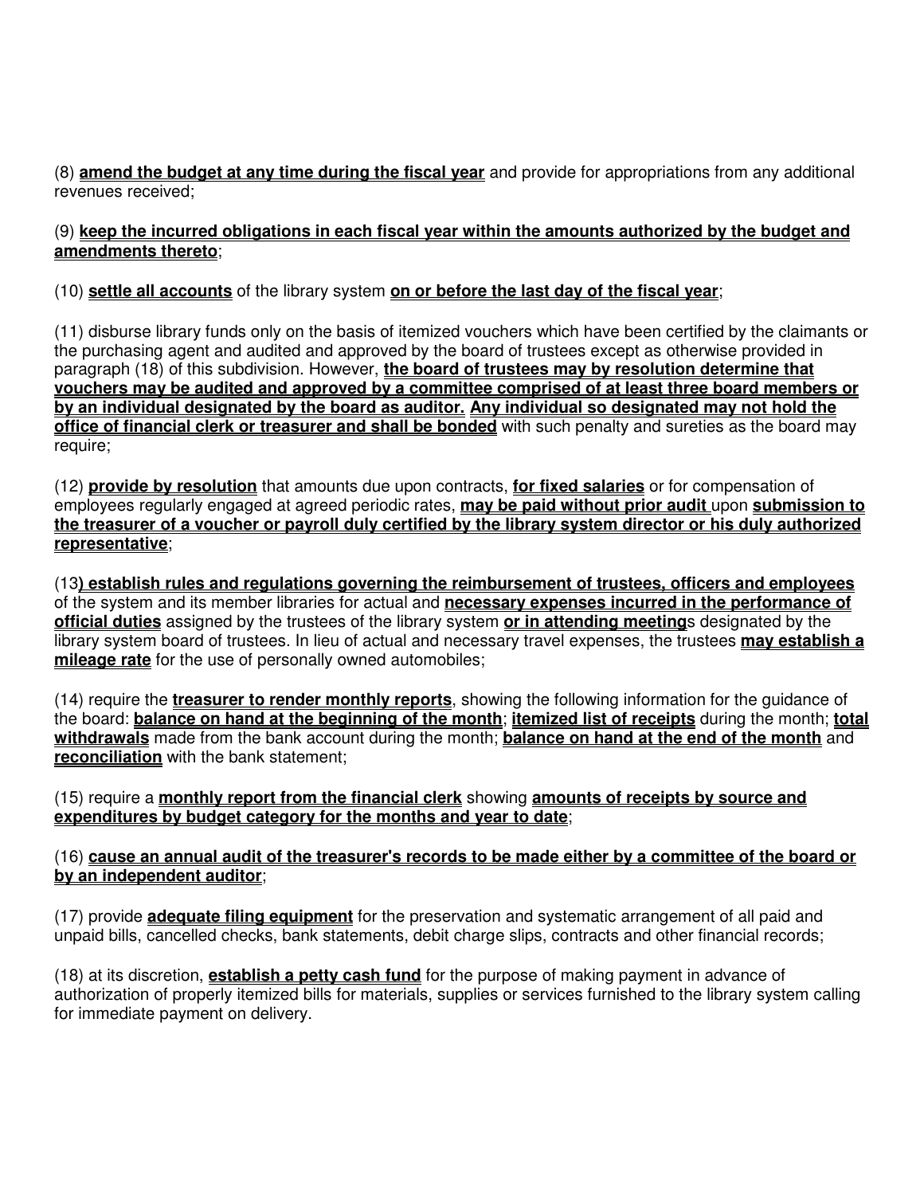(8) **amend the budget at any time during the fiscal year** and provide for appropriations from any additional revenues received;

(9) **keep the incurred obligations in each fiscal year within the amounts authorized by the budget and amendments thereto**;

(10) **settle all accounts** of the library system **on or before the last day of the fiscal year**;

(11) disburse library funds only on the basis of itemized vouchers which have been certified by the claimants or the purchasing agent and audited and approved by the board of trustees except as otherwise provided in paragraph (18) of this subdivision. However, **the board of trustees may by resolution determine that vouchers may be audited and approved by a committee comprised of at least three board members or by an individual designated by the board as auditor. Any individual so designated may not hold the office of financial clerk or treasurer and shall be bonded** with such penalty and sureties as the board may require;

(12) **provide by resolution** that amounts due upon contracts, **for fixed salaries** or for compensation of employees regularly engaged at agreed periodic rates, **may be paid without prior audit** upon **submission to the treasurer of a voucher or payroll duly certified by the library system director or his duly authorized representative**;

(13**) establish rules and regulations governing the reimbursement of trustees, officers and employees** of the system and its member libraries for actual and **necessary expenses incurred in the performance of official duties** assigned by the trustees of the library system **or in attending meeting**s designated by the library system board of trustees. In lieu of actual and necessary travel expenses, the trustees **may establish a mileage rate** for the use of personally owned automobiles;

(14) require the **treasurer to render monthly reports**, showing the following information for the guidance of the board: **balance on hand at the beginning of the month**; **itemized list of receipts** during the month; **total withdrawals** made from the bank account during the month; **balance on hand at the end of the month** and **reconciliation** with the bank statement;

(15) require a **monthly report from the financial clerk** showing **amounts of receipts by source and expenditures by budget category for the months and year to date**;

(16) **cause an annual audit of the treasurer's records to be made either by a committee of the board or by an independent auditor**;

(17) provide **adequate filing equipment** for the preservation and systematic arrangement of all paid and unpaid bills, cancelled checks, bank statements, debit charge slips, contracts and other financial records;

(18) at its discretion, **establish a petty cash fund** for the purpose of making payment in advance of authorization of properly itemized bills for materials, supplies or services furnished to the library system calling for immediate payment on delivery.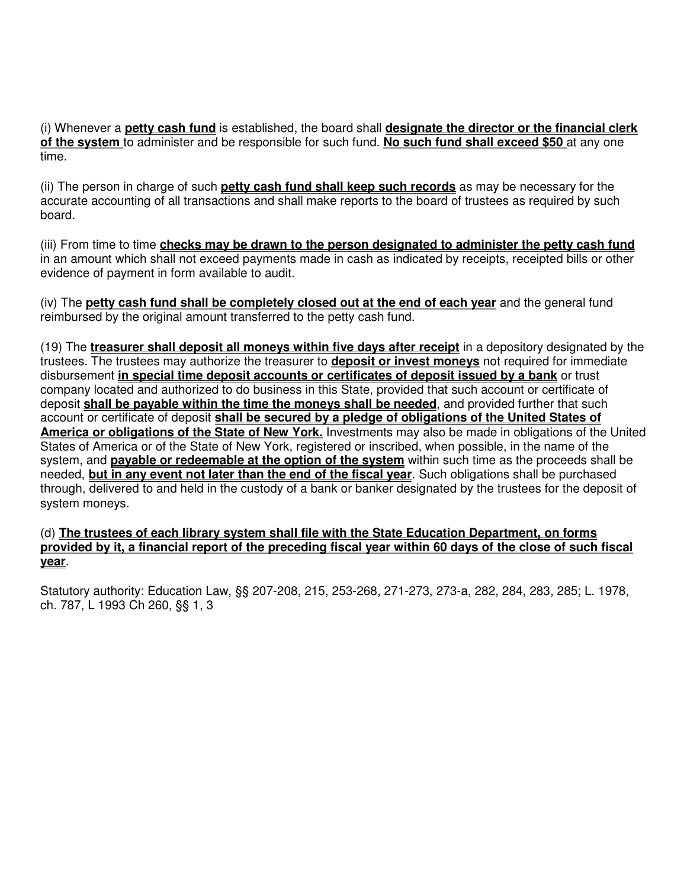(i) Whenever a **petty cash fund** is established, the board shall **designate the director or the financial clerk of the system** to administer and be responsible for such fund. **No such fund shall exceed $50** at any one time.

(ii) The person in charge of such **petty cash fund shall keep such records** as may be necessary for the accurate accounting of all transactions and shall make reports to the board of trustees as required by such board.

(iii) From time to time **checks may be drawn to the person designated to administer the petty cash fund** in an amount which shall not exceed payments made in cash as indicated by receipts, receipted bills or other evidence of payment in form available to audit.

(iv) The **petty cash fund shall be completely closed out at the end of each year** and the general fund reimbursed by the original amount transferred to the petty cash fund.

(19) The **treasurer shall deposit all moneys within five days after receipt** in a depository designated by the trustees. The trustees may authorize the treasurer to **deposit or invest moneys** not required for immediate disbursement **in special time deposit accounts or certificates of deposit issued by a bank** or trust company located and authorized to do business in this State, provided that such account or certificate of deposit **shall be payable within the time the moneys shall be needed**, and provided further that such account or certificate of deposit **shall be secured by a pledge of obligations of the United States of America or obligations of the State of New York.** Investments may also be made in obligations of the United States of America or of the State of New York, registered or inscribed, when possible, in the name of the system, and **payable or redeemable at the option of the system** within such time as the proceeds shall be needed, **but in any event not later than the end of the fiscal year**. Such obligations shall be purchased through, delivered to and held in the custody of a bank or banker designated by the trustees for the deposit of system moneys.

(d) **The trustees of each library system shall file with the State Education Department, on forms provided by it, a financial report of the preceding fiscal year within 60 days of the close of such fiscal year**.

Statutory authority: Education Law, §§ 207-208, 215, 253-268, 271-273, 273-a, 282, 284, 283, 285; L. 1978, ch. 787, L 1993 Ch 260, §§ 1, 3